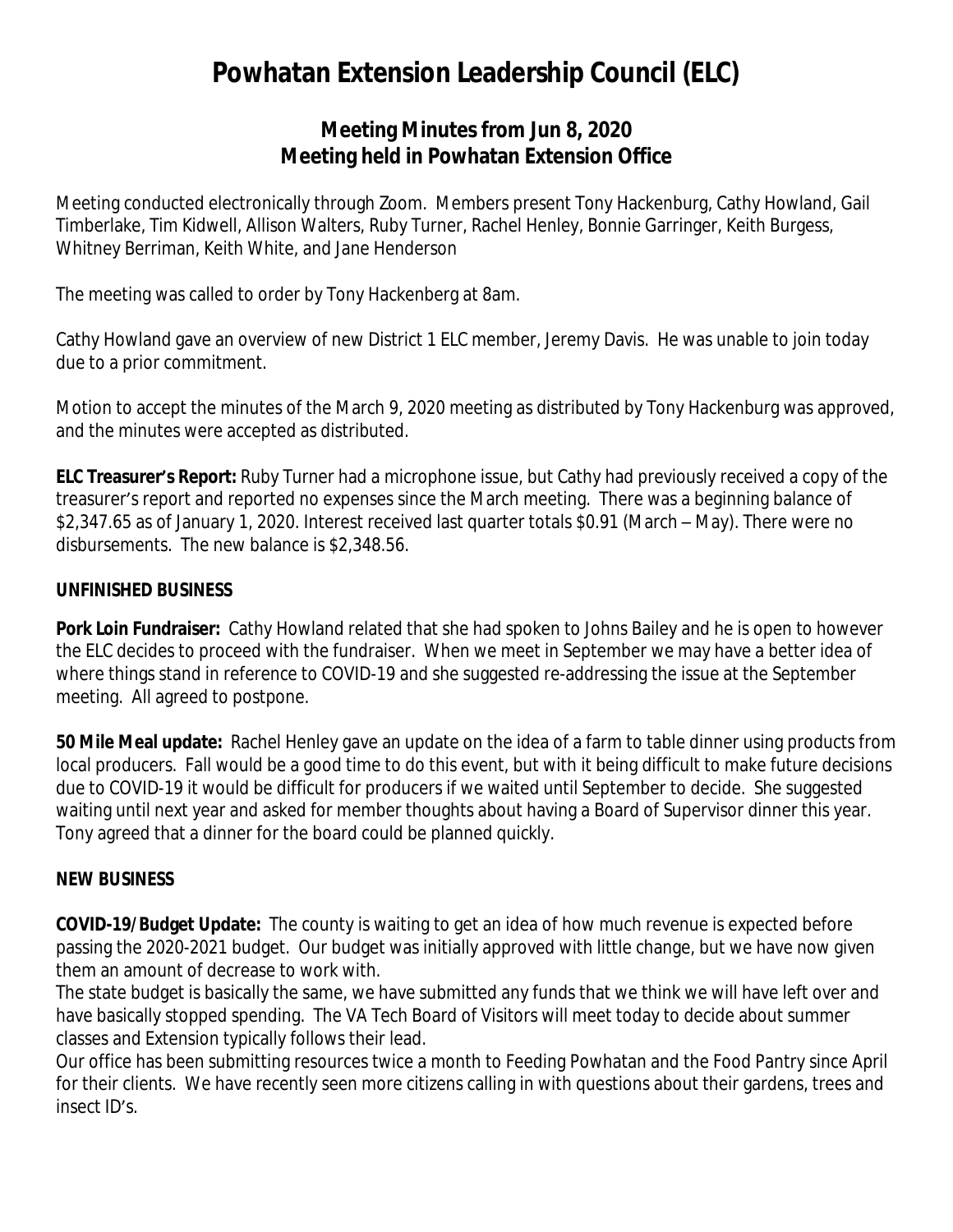# Powhatan Extension Leadership Council (ELC)

## Meeting Minutes from Jun 8, 2020
## Meeting held in Powhatan Extension Office

Meeting conducted electronically through Zoom. Members present Tony Hackenburg, Cathy Howland, Gail Timberlake, Tim Kidwell, Allison Walters, Ruby Turner, Rachel Henley, Bonnie Garringer, Keith Burgess, Whitney Berriman, Keith White, and Jane Henderson

The meeting was called to order by Tony Hackenberg at 8am.

Cathy Howland gave an overview of new District 1 ELC member, Jeremy Davis. He was unable to join today due to a prior commitment.

Motion to accept the minutes of the March 9, 2020 meeting as distributed by Tony Hackenburg was approved, and the minutes were accepted as distributed.

**ELC Treasurer's Report:** Ruby Turner had a microphone issue, but Cathy had previously received a copy of the treasurer's report and reported no expenses since the March meeting. There was a beginning balance of $2,347.65 as of January 1, 2020. Interest received last quarter totals $0.91 (March – May). There were no disbursements. The new balance is $2,348.56.

**UNFINISHED BUSINESS**

**Pork Loin Fundraiser:** Cathy Howland related that she had spoken to Johns Bailey and he is open to however the ELC decides to proceed with the fundraiser. When we meet in September we may have a better idea of where things stand in reference to COVID-19 and she suggested re-addressing the issue at the September meeting. All agreed to postpone.

**50 Mile Meal update:** Rachel Henley gave an update on the idea of a farm to table dinner using products from local producers. Fall would be a good time to do this event, but with it being difficult to make future decisions due to COVID-19 it would be difficult for producers if we waited until September to decide. She suggested waiting until next year and asked for member thoughts about having a Board of Supervisor dinner this year. Tony agreed that a dinner for the board could be planned quickly.

**NEW BUSINESS**

**COVID-19/Budget Update:** The county is waiting to get an idea of how much revenue is expected before passing the 2020-2021 budget. Our budget was initially approved with little change, but we have now given them an amount of decrease to work with.

The state budget is basically the same, we have submitted any funds that we think we will have left over and have basically stopped spending. The VA Tech Board of Visitors will meet today to decide about summer classes and Extension typically follows their lead.

Our office has been submitting resources twice a month to Feeding Powhatan and the Food Pantry since April for their clients. We have recently seen more citizens calling in with questions about their gardens, trees and insect ID's.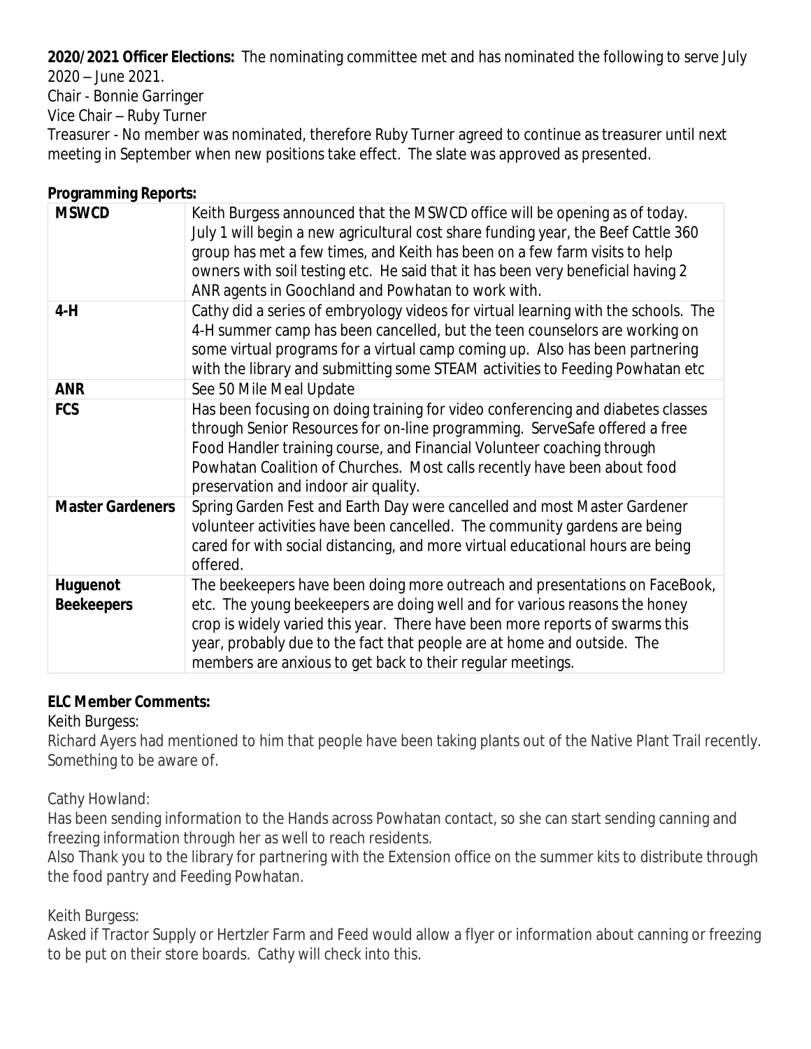**2020/2021 Officer Elections:** The nominating committee met and has nominated the following to serve July 2020 – June 2021.
Chair - Bonnie Garringer
Vice Chair – Ruby Turner
Treasurer - No member was nominated, therefore Ruby Turner agreed to continue as treasurer until next meeting in September when new positions take effect. The slate was approved as presented.

**Programming Reports:**

| | |
|---|---|
| **MSWCD** | Keith Burgess announced that the MSWCD office will be opening as of today. July 1 will begin a new agricultural cost share funding year, the Beef Cattle 360 group has met a few times, and Keith has been on a few farm visits to help owners with soil testing etc. He said that it has been very beneficial having 2 ANR agents in Goochland and Powhatan to work with. |
| **4-H** | Cathy did a series of embryology videos for virtual learning with the schools. The 4-H summer camp has been cancelled, but the teen counselors are working on some virtual programs for a virtual camp coming up. Also has been partnering with the library and submitting some STEAM activities to Feeding Powhatan etc |
| **ANR** | See 50 Mile Meal Update |
| **FCS** | Has been focusing on doing training for video conferencing and diabetes classes through Senior Resources for on-line programming. ServeSafe offered a free Food Handler training course, and Financial Volunteer coaching through Powhatan Coalition of Churches. Most calls recently have been about food preservation and indoor air quality. |
| **Master Gardeners** | Spring Garden Fest and Earth Day were cancelled and most Master Gardener volunteer activities have been cancelled. The community gardens are being cared for with social distancing, and more virtual educational hours are being offered. |
| **Huguenot Beekeepers** | The beekeepers have been doing more outreach and presentations on FaceBook, etc. The young beekeepers are doing well and for various reasons the honey crop is widely varied this year. There have been more reports of swarms this year, probably due to the fact that people are at home and outside. The members are anxious to get back to their regular meetings. |

**ELC Member Comments:**

Keith Burgess:
Richard Ayers had mentioned to him that people have been taking plants out of the Native Plant Trail recently. Something to be aware of.

Cathy Howland:
Has been sending information to the Hands across Powhatan contact, so she can start sending canning and freezing information through her as well to reach residents.
Also Thank you to the library for partnering with the Extension office on the summer kits to distribute through the food pantry and Feeding Powhatan.

Keith Burgess:
Asked if Tractor Supply or Hertzler Farm and Feed would allow a flyer or information about canning or freezing to be put on their store boards. Cathy will check into this.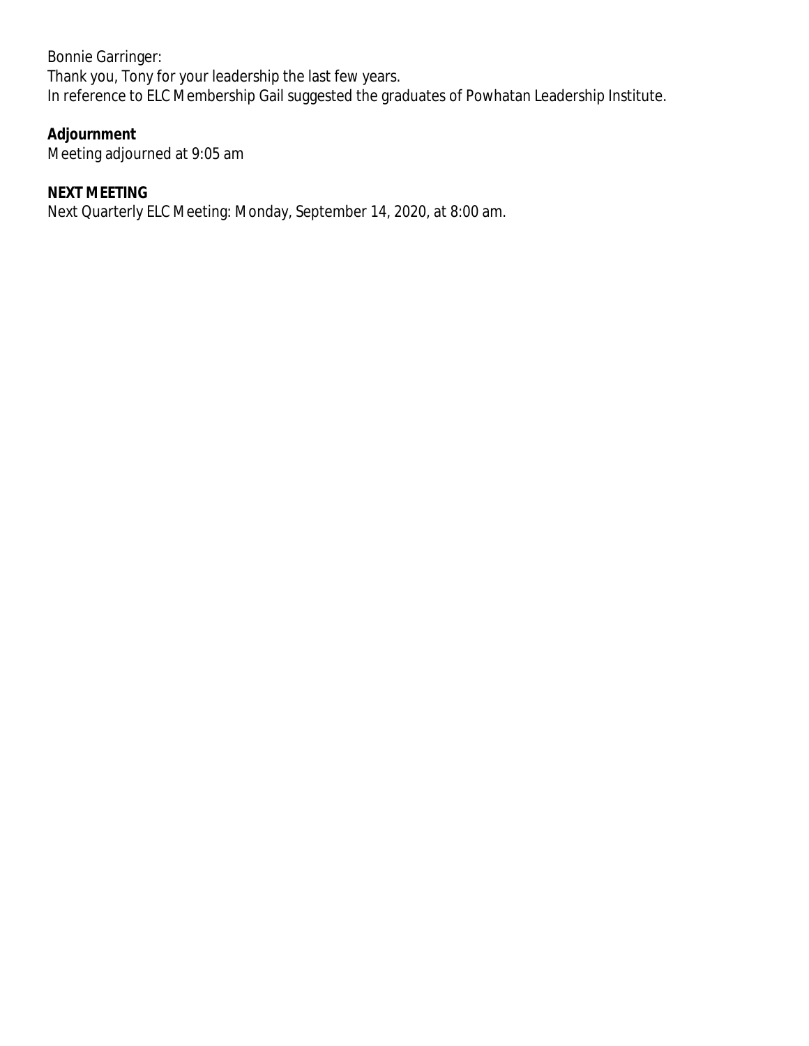Bonnie Garringer:
Thank you, Tony for your leadership the last few years.
In reference to ELC Membership Gail suggested the graduates of Powhatan Leadership Institute.

**Adjournment**
Meeting adjourned at 9:05 am

**NEXT MEETING**
Next Quarterly ELC Meeting: Monday, September 14, 2020, at 8:00 am.